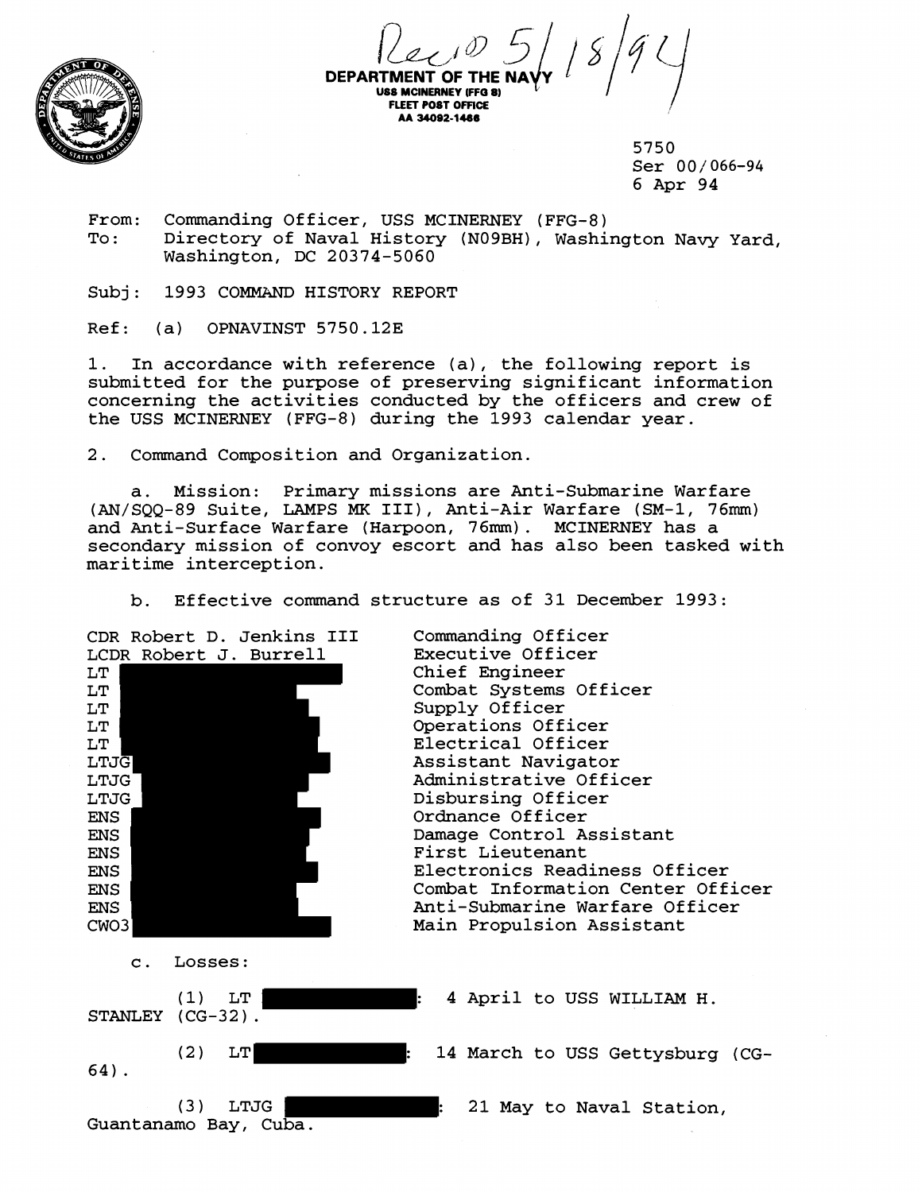Rec'd 5/18/94

**DEPARTMENT OF THE NAVY**
**USS MCINERNEY (FFG 8)**
**FLEET POST OFFICE**
**AA 34092-1486**

5750
Ser 00/066-94
6 Apr 94

From: Commanding Officer, USS MCINERNEY (FFG-8)
To: Directory of Naval History (N09BH), Washington Navy Yard, Washington, DC 20374-5060

Subj: 1993 COMMAND HISTORY REPORT

Ref: (a) OPNAVINST 5750.12E

1. In accordance with reference (a), the following report is submitted for the purpose of preserving significant information concerning the activities conducted by the officers and crew of the USS MCINERNEY (FFG-8) during the 1993 calendar year.

2. Command Composition and Organization.

a. Mission: Primary missions are Anti-Submarine Warfare (AN/SQQ-89 Suite, LAMPS MK III), Anti-Air Warfare (SM-1, 76mm) and Anti-Surface Warfare (Harpoon, 76mm). MCINERNEY has a secondary mission of convoy escort and has also been tasked with maritime interception.

b. Effective command structure as of 31 December 1993:

| | |
|---|---|
| CDR Robert D. Jenkins III | Commanding Officer |
| LCDR Robert J. Burrell | Executive Officer |
| LT [REDACTED] | Chief Engineer |
| LT [REDACTED] | Combat Systems Officer |
| LT [REDACTED] | Supply Officer |
| LT [REDACTED] | Operations Officer |
| LT [REDACTED] | Electrical Officer |
| LTJG [REDACTED] | Assistant Navigator |
| LTJG [REDACTED] | Administrative Officer |
| LTJG [REDACTED] | Disbursing Officer |
| ENS [REDACTED] | Ordnance Officer |
| ENS [REDACTED] | Damage Control Assistant |
| ENS [REDACTED] | First Lieutenant |
| ENS [REDACTED] | Electronics Readiness Officer |
| ENS [REDACTED] | Combat Information Center Officer |
| ENS [REDACTED] | Anti-Submarine Warfare Officer |
| CWO3 [REDACTED] | Main Propulsion Assistant |

c. Losses:

(1) LT [REDACTED]: 4 April to USS WILLIAM H. STANLEY (CG-32).

(2) LT [REDACTED]: 14 March to USS Gettysburg (CG-64).

(3) LTJG [REDACTED]: 21 May to Naval Station, Guantanamo Bay, Cuba.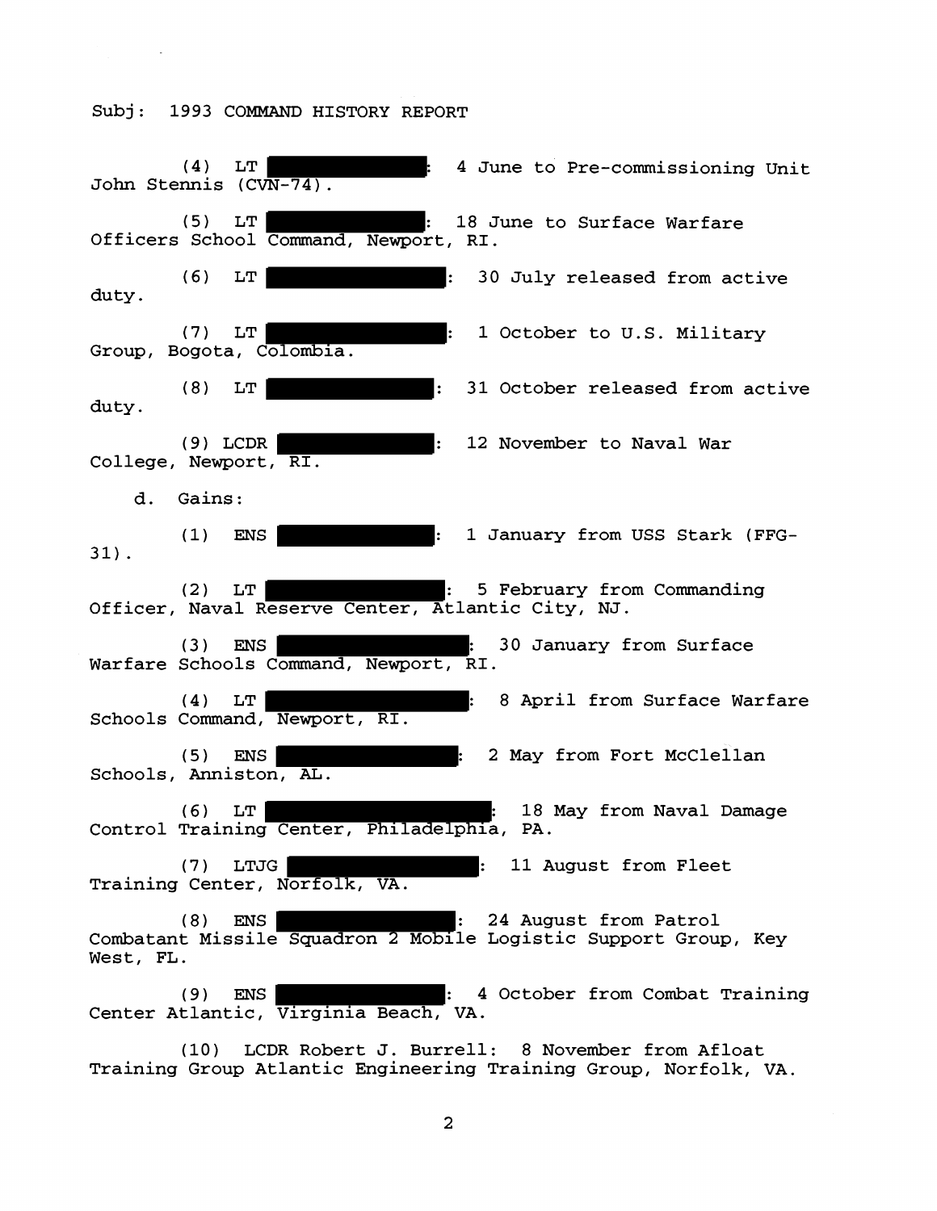Subj: 1993 COMMAND HISTORY REPORT

(4) LT ████████: 4 June to Pre-commissioning Unit John Stennis (CVN-74).

(5) LT ████████: 18 June to Surface Warfare Officers School Command, Newport, RI.

(6) LT ████████: 30 July released from active duty.

(7) LT ████████: 1 October to U.S. Military Group, Bogota, Colombia.

(8) LT ████████: 31 October released from active duty.

(9) LCDR ████████: 12 November to Naval War College, Newport, RI.

d. Gains:

(1) ENS ████████: 1 January from USS Stark (FFG-31).

(2) LT ████████: 5 February from Commanding Officer, Naval Reserve Center, Atlantic City, NJ.

(3) ENS ████████: 30 January from Surface Warfare Schools Command, Newport, RI.

(4) LT ████████: 8 April from Surface Warfare Schools Command, Newport, RI.

(5) ENS ████████: 2 May from Fort McClellan Schools, Anniston, AL.

(6) LT ████████: 18 May from Naval Damage Control Training Center, Philadelphia, PA.

(7) LTJG ████████: 11 August from Fleet Training Center, Norfolk, VA.

(8) ENS ████████: 24 August from Patrol Combatant Missile Squadron 2 Mobile Logistic Support Group, Key West, FL.

(9) ENS ████████: 4 October from Combat Training Center Atlantic, Virginia Beach, VA.

(10) LCDR Robert J. Burrell: 8 November from Afloat Training Group Atlantic Engineering Training Group, Norfolk, VA.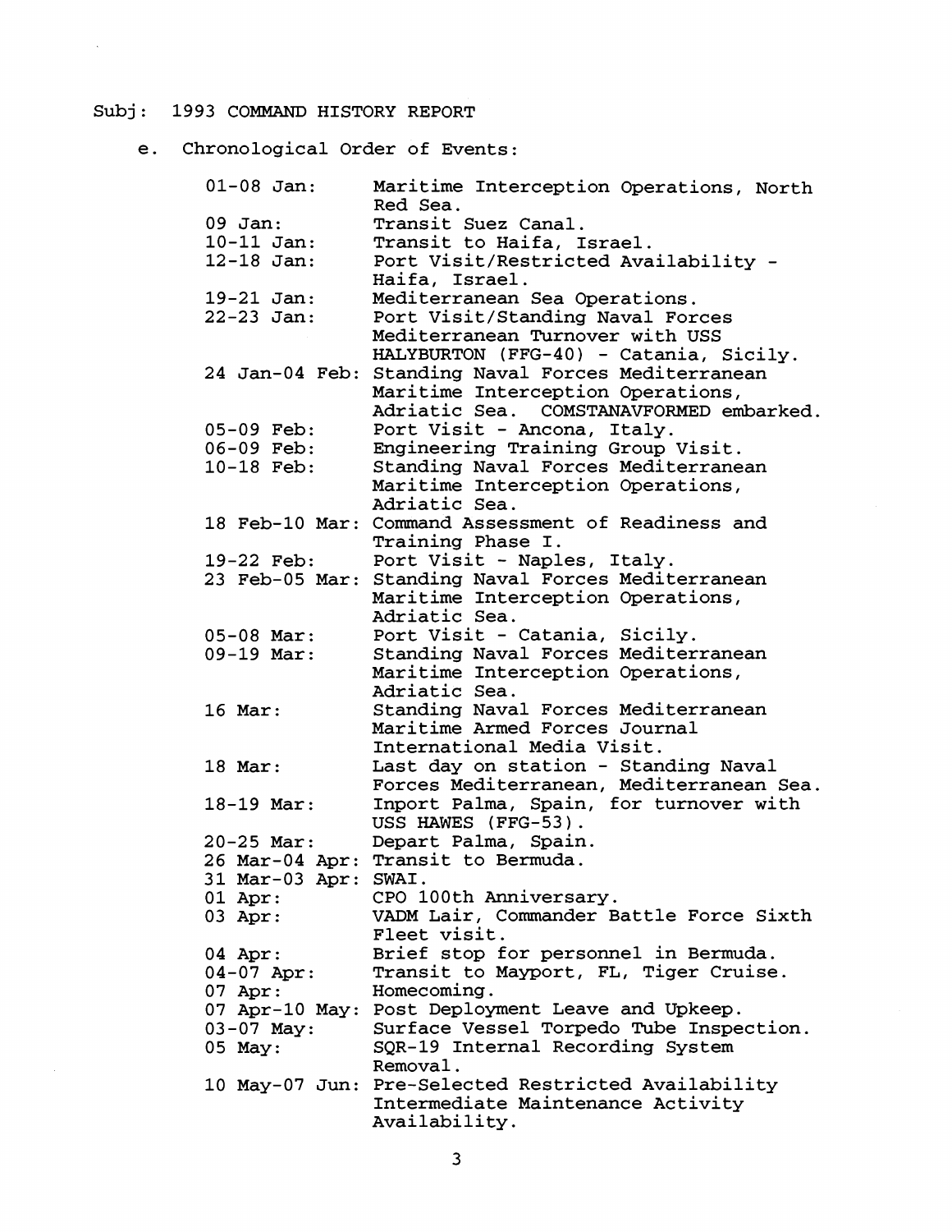Subj: 1993 COMMAND HISTORY REPORT

e. Chronological Order of Events:

| | |
|---|---|
| 01-08 Jan: | Maritime Interception Operations, North Red Sea. |
| 09 Jan: | Transit Suez Canal. |
| 10-11 Jan: | Transit to Haifa, Israel. |
| 12-18 Jan: | Port Visit/Restricted Availability - Haifa, Israel. |
| 19-21 Jan: | Mediterranean Sea Operations. |
| 22-23 Jan: | Port Visit/Standing Naval Forces Mediterranean Turnover with USS HALYBURTON (FFG-40) - Catania, Sicily. |
| 24 Jan-04 Feb: | Standing Naval Forces Mediterranean Maritime Interception Operations, Adriatic Sea. COMSTANAVFORMED embarked. |
| 05-09 Feb: | Port Visit - Ancona, Italy. |
| 06-09 Feb: | Engineering Training Group Visit. |
| 10-18 Feb: | Standing Naval Forces Mediterranean Maritime Interception Operations, Adriatic Sea. |
| 18 Feb-10 Mar: | Command Assessment of Readiness and Training Phase I. |
| 19-22 Feb: | Port Visit - Naples, Italy. |
| 23 Feb-05 Mar: | Standing Naval Forces Mediterranean Maritime Interception Operations, Adriatic Sea. |
| 05-08 Mar: | Port Visit - Catania, Sicily. |
| 09-19 Mar: | Standing Naval Forces Mediterranean Maritime Interception Operations, Adriatic Sea. |
| 16 Mar: | Standing Naval Forces Mediterranean Maritime Armed Forces Journal International Media Visit. |
| 18 Mar: | Last day on station - Standing Naval Forces Mediterranean, Mediterranean Sea. |
| 18-19 Mar: | Inport Palma, Spain, for turnover with USS HAWES (FFG-53). |
| 20-25 Mar: | Depart Palma, Spain. |
| 26 Mar-04 Apr: | Transit to Bermuda. |
| 31 Mar-03 Apr: | SWAI. |
| 01 Apr: | CPO 100th Anniversary. |
| 03 Apr: | VADM Lair, Commander Battle Force Sixth Fleet visit. |
| 04 Apr: | Brief stop for personnel in Bermuda. |
| 04-07 Apr: | Transit to Mayport, FL, Tiger Cruise. |
| 07 Apr: | Homecoming. |
| 07 Apr-10 May: | Post Deployment Leave and Upkeep. |
| 03-07 May: | Surface Vessel Torpedo Tube Inspection. |
| 05 May: | SQR-19 Internal Recording System Removal. |
| 10 May-07 Jun: | Pre-Selected Restricted Availability Intermediate Maintenance Activity Availability. |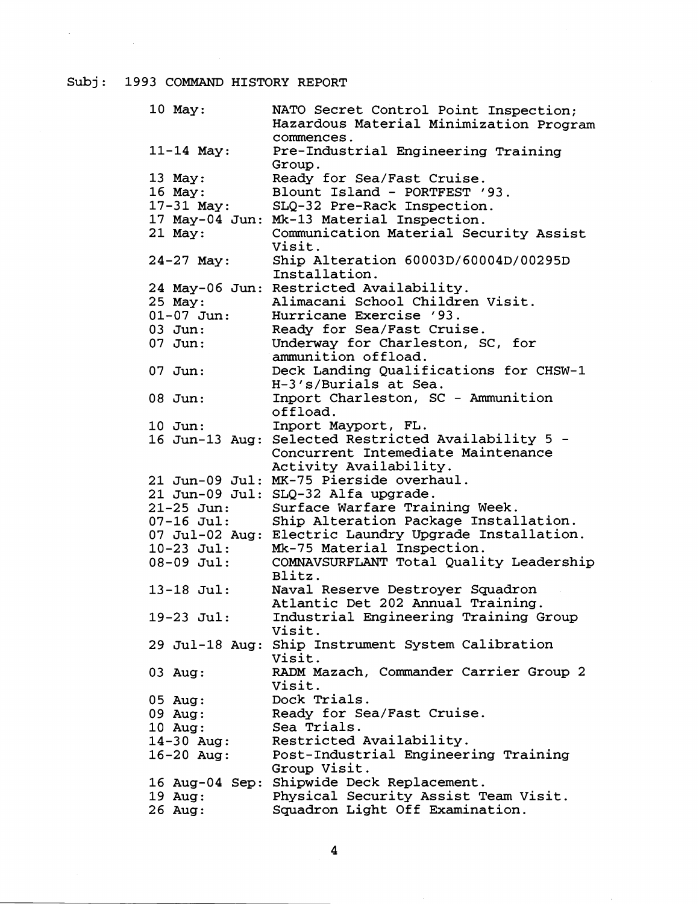Subj: 1993 COMMAND HISTORY REPORT

| | |
|---|---|
| 10 May: | NATO Secret Control Point Inspection; Hazardous Material Minimization Program commences. |
| 11-14 May: | Pre-Industrial Engineering Training Group. |
| 13 May: | Ready for Sea/Fast Cruise. |
| 16 May: | Blount Island - PORTFEST '93. |
| 17-31 May: | SLQ-32 Pre-Rack Inspection. |
| 17 May-04 Jun: | Mk-13 Material Inspection. |
| 21 May: | Communication Material Security Assist Visit. |
| 24-27 May: | Ship Alteration 60003D/60004D/00295D Installation. |
| 24 May-06 Jun: | Restricted Availability. |
| 25 May: | Alimacani School Children Visit. |
| 01-07 Jun: | Hurricane Exercise '93. |
| 03 Jun: | Ready for Sea/Fast Cruise. |
| 07 Jun: | Underway for Charleston, SC, for ammunition offload. |
| 07 Jun: | Deck Landing Qualifications for CHSW-1 H-3's/Burials at Sea. |
| 08 Jun: | Inport Charleston, SC - Ammunition offload. |
| 10 Jun: | Inport Mayport, FL. |
| 16 Jun-13 Aug: | Selected Restricted Availability 5 - Concurrent Intemediate Maintenance Activity Availability. |
| 21 Jun-09 Jul: | MK-75 Pierside overhaul. |
| 21 Jun-09 Jul: | SLQ-32 Alfa upgrade. |
| 21-25 Jun: | Surface Warfare Training Week. |
| 07-16 Jul: | Ship Alteration Package Installation. |
| 07 Jul-02 Aug: | Electric Laundry Upgrade Installation. |
| 10-23 Jul: | Mk-75 Material Inspection. |
| 08-09 Jul: | COMNAVSURFLANT Total Quality Leadership Blitz. |
| 13-18 Jul: | Naval Reserve Destroyer Squadron Atlantic Det 202 Annual Training. |
| 19-23 Jul: | Industrial Engineering Training Group Visit. |
| 29 Jul-18 Aug: | Ship Instrument System Calibration Visit. |
| 03 Aug: | RADM Mazach, Commander Carrier Group 2 Visit. |
| 05 Aug: | Dock Trials. |
| 09 Aug: | Ready for Sea/Fast Cruise. |
| 10 Aug: | Sea Trials. |
| 14-30 Aug: | Restricted Availability. |
| 16-20 Aug: | Post-Industrial Engineering Training Group Visit. |
| 16 Aug-04 Sep: | Shipwide Deck Replacement. |
| 19 Aug: | Physical Security Assist Team Visit. |
| 26 Aug: | Squadron Light Off Examination. |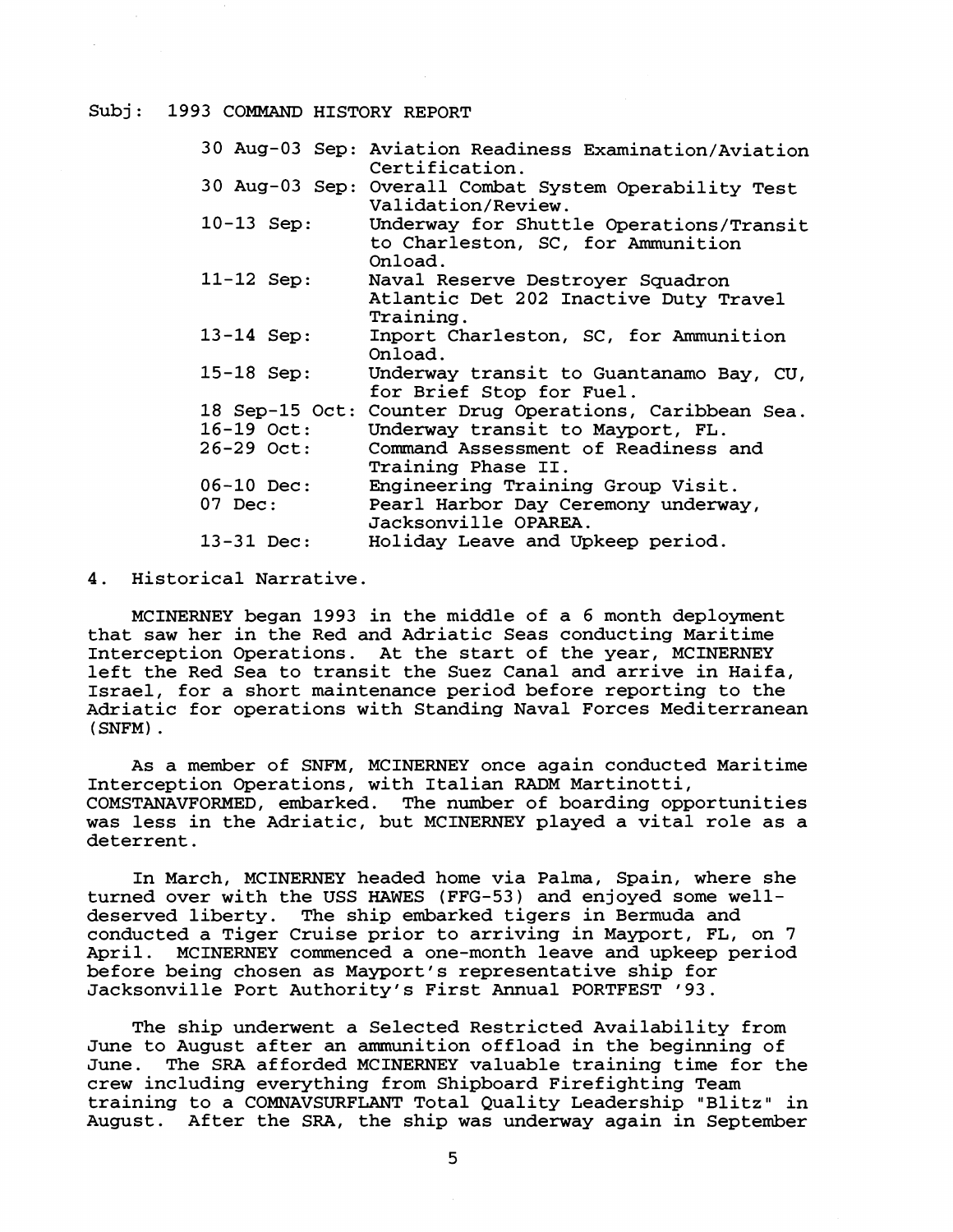Subj: 1993 COMMAND HISTORY REPORT

| | |
|---|---|
| 30 Aug-03 Sep: | Aviation Readiness Examination/Aviation Certification. |
| 30 Aug-03 Sep: | Overall Combat System Operability Test Validation/Review. |
| 10-13 Sep: | Underway for Shuttle Operations/Transit to Charleston, SC, for Ammunition Onload. |
| 11-12 Sep: | Naval Reserve Destroyer Squadron Atlantic Det 202 Inactive Duty Travel Training. |
| 13-14 Sep: | Inport Charleston, SC, for Ammunition Onload. |
| 15-18 Sep: | Underway transit to Guantanamo Bay, CU, for Brief Stop for Fuel. |
| 18 Sep-15 Oct: | Counter Drug Operations, Caribbean Sea. |
| 16-19 Oct: | Underway transit to Mayport, FL. |
| 26-29 Oct: | Command Assessment of Readiness and Training Phase II. |
| 06-10 Dec: | Engineering Training Group Visit. |
| 07 Dec: | Pearl Harbor Day Ceremony underway, Jacksonville OPAREA. |
| 13-31 Dec: | Holiday Leave and Upkeep period. |

4. Historical Narrative.

MCINERNEY began 1993 in the middle of a 6 month deployment that saw her in the Red and Adriatic Seas conducting Maritime Interception Operations. At the start of the year, MCINERNEY left the Red Sea to transit the Suez Canal and arrive in Haifa, Israel, for a short maintenance period before reporting to the Adriatic for operations with Standing Naval Forces Mediterranean (SNFM).

As a member of SNFM, MCINERNEY once again conducted Maritime Interception Operations, with Italian RADM Martinotti, COMSTANAVFORMED, embarked. The number of boarding opportunities was less in the Adriatic, but MCINERNEY played a vital role as a deterrent.

In March, MCINERNEY headed home via Palma, Spain, where she turned over with the USS HAWES (FFG-53) and enjoyed some well-deserved liberty. The ship embarked tigers in Bermuda and conducted a Tiger Cruise prior to arriving in Mayport, FL, on 7 April. MCINERNEY commenced a one-month leave and upkeep period before being chosen as Mayport's representative ship for Jacksonville Port Authority's First Annual PORTFEST '93.

The ship underwent a Selected Restricted Availability from June to August after an ammunition offload in the beginning of June. The SRA afforded MCINERNEY valuable training time for the crew including everything from Shipboard Firefighting Team training to a COMNAVSURFLANT Total Quality Leadership "Blitz" in August. After the SRA, the ship was underway again in September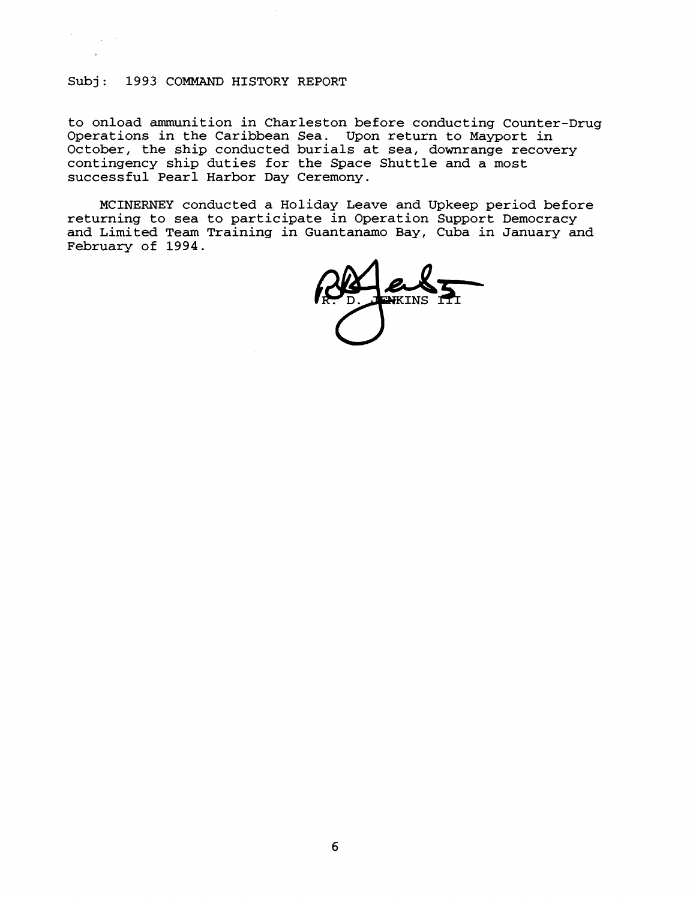Subj: 1993 COMMAND HISTORY REPORT

to onload ammunition in Charleston before conducting Counter-Drug Operations in the Caribbean Sea. Upon return to Mayport in October, the ship conducted burials at sea, downrange recovery contingency ship duties for the Space Shuttle and a most successful Pearl Harbor Day Ceremony.

MCINERNEY conducted a Holiday Leave and Upkeep period before returning to sea to participate in Operation Support Democracy and Limited Team Training in Guantanamo Bay, Cuba in January and February of 1994.

R. D. JENKINS III